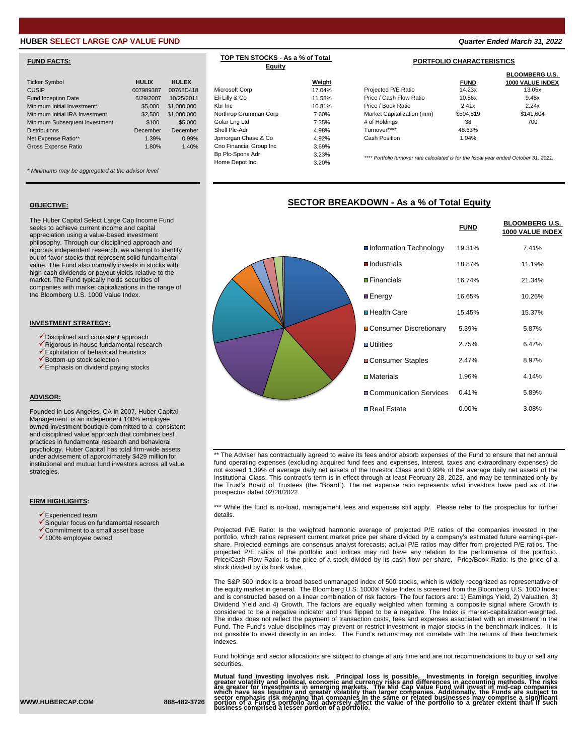# HUBER SELECT LARGE CAP VALUE FUND

*Quarter Ended March 31, 2022*

## FUND FACTS:

| | HULIX | HULEX |
|---|---|---|
| Ticker Symbol | HULIX | HULEX |
| CUSIP | 007989387 | 00768D418 |
| Fund Inception Date | 6/29/2007 | 10/25/2011 |
| Minimum Initial Investment* | $5,000 | $1,000,000 |
| Minimum Initial IRA Investment | $2,500 | $1,000,000 |
| Minimum Subsequent Investment | $100 | $5,000 |
| Distributions | December | December |
| Net Expense Ratio** | 1.39% | 0.99% |
| Gross Expense Ratio | 1.80% | 1.40% |

*\* Minimums may be aggregated at the advisor level*

## TOP TEN STOCKS - As a % of Total Equity

| | Weight |
|---|---|
| Microsoft Corp | 17.04% |
| Eli Lilly & Co | 11.58% |
| Kbr Inc | 10.81% |
| Northrop Grumman Corp | 7.60% |
| Golar Lng Ltd | 7.35% |
| Shell Plc-Adr | 4.98% |
| Jpmorgan Chase & Co | 4.92% |
| Cno Financial Group Inc | 3.69% |
| Bp Plc-Spons Adr | 3.23% |
| Home Depot Inc | 3.20% |

## PORTFOLIO CHARACTERISTICS

| | FUND | BLOOMBERG U.S. 1000 VALUE INDEX |
|---|---|---|
| Projected P/E Ratio | 14.23x | 13.05x |
| Price / Cash Flow Ratio | 10.86x | 9.48x |
| Price / Book Ratio | 2.41x | 2.24x |
| Market Capitalization (mm) | $504,819 | $141,604 |
| # of Holdings | 38 | 700 |
| Turnover**** | 48.63% | |
| Cash Position | 1.04% | |

*\*\*\*\* Portfolio turnover rate calculated is for the fiscal year ended October 31, 2021.*

## OBJECTIVE:

The Huber Capital Select Large Cap Income Fund seeks to achieve current income and capital appreciation using a value-based investment philosophy. Through our disciplined approach and rigorous independent research, we attempt to identify out-of-favor stocks that represent solid fundamental value. The Fund also normally invests in stocks with high cash dividends or payout yields relative to the market. The Fund typically holds securities of companies with market capitalizations in the range of the Bloomberg U.S. 1000 Value Index.

## INVESTMENT STRATEGY:

- ✓Disciplined and consistent approach
- ✓Rigorous in-house fundamental research
- ✓Exploitation of behavioral heuristics
- ✓Bottom-up stock selection
- ✓Emphasis on dividend paying stocks

## ADVISOR:

Founded in Los Angeles, CA in 2007, Huber Capital Management is an independent 100% employee owned investment boutique committed to a consistent and disciplined value approach that combines best practices in fundamental research and behavioral psychology. Huber Capital has total firm-wide assets under advisement of approximately $429 million for institutional and mutual fund investors across all value strategies.

## FIRM HIGHLIGHTS:

- ✓Experienced team
- ✓Singular focus on fundamental research
- ✓Commitment to a small asset base
- ✓100% employee owned

## SECTOR BREAKDOWN - As a % of Total Equity

| | FUND | BLOOMBERG U.S. 1000 VALUE INDEX |
|---|---|---|
| Information Technology | 19.31% | 7.41% |
| Industrials | 18.87% | 11.19% |
| Financials | 16.74% | 21.34% |
| Energy | 16.65% | 10.26% |
| Health Care | 15.45% | 15.37% |
| Consumer Discretionary | 5.39% | 5.87% |
| Utilities | 2.75% | 6.47% |
| Consumer Staples | 2.47% | 8.97% |
| Materials | 1.96% | 4.14% |
| Communication Services | 0.41% | 5.89% |
| Real Estate | 0.00% | 3.08% |

\*\* The Adviser has contractually agreed to waive its fees and/or absorb expenses of the Fund to ensure that net annual fund operating expenses (excluding acquired fund fees and expenses, interest, taxes and extraordinary expenses) do not exceed 1.39% of average daily net assets of the Investor Class and 0.99% of the average daily net assets of the Institutional Class. This contract's term is in effect through at least February 28, 2023, and may be terminated only by the Trust's Board of Trustees (the "Board"). The net expense ratio represents what investors have paid as of the prospectus dated 02/28/2022.

\*\*\* While the fund is no-load, management fees and expenses still apply. Please refer to the prospectus for further details.

Projected P/E Ratio: Is the weighted harmonic average of projected P/E ratios of the companies invested in the portfolio, which ratios represent current market price per share divided by a company's estimated future earnings-per-share. Projected earnings are consensus analyst forecasts; actual P/E ratios may differ from projected P/E ratios. The projected P/E ratios of the portfolio and indices may not have any relation to the performance of the portfolio. Price/Cash Flow Ratio: Is the price of a stock divided by its cash flow per share. Price/Book Ratio: Is the price of a stock divided by its book value.

The S&P 500 Index is a broad based unmanaged index of 500 stocks, which is widely recognized as representative of the equity market in general. The Bloomberg U.S. 1000® Value Index is screened from the Bloomberg U.S. 1000 Index and is constructed based on a linear combination of risk factors. The four factors are: 1) Earnings Yield, 2) Valuation, 3) Dividend Yield and 4) Growth. The factors are equally weighted when forming a composite signal where Growth is considered to be a negative indicator and thus flipped to be a negative. The Index is market-capitalization-weighted. The index does not reflect the payment of transaction costs, fees and expenses associated with an investment in the Fund. The Fund's value disciplines may prevent or restrict investment in major stocks in the benchmark indices. It is not possible to invest directly in an index. The Fund's returns may not correlate with the returns of their benchmark indexes.

Fund holdings and sector allocations are subject to change at any time and are not recommendations to buy or sell any securities.

**Mutual fund investing involves risk. Principal loss is possible. Investments in foreign securities involve greater volatility and political, economic and currency risks and differences in accounting methods. The risks are greater for investments in emerging markets. The Mid Cap Value Fund will invest in mid-cap companies which have less liquidity and greater volatility than larger companies. Additionally, the Funds are subject to sector emphasis risk meaning that companies in the same or related businesses may comprise a significant portion of a Fund's portfolio and adversely affect the value of the portfolio to a greater extent than if such business comprised a lesser portion of a portfolio.**

**WWW.HUBERCAP.COM** **888-482-3726**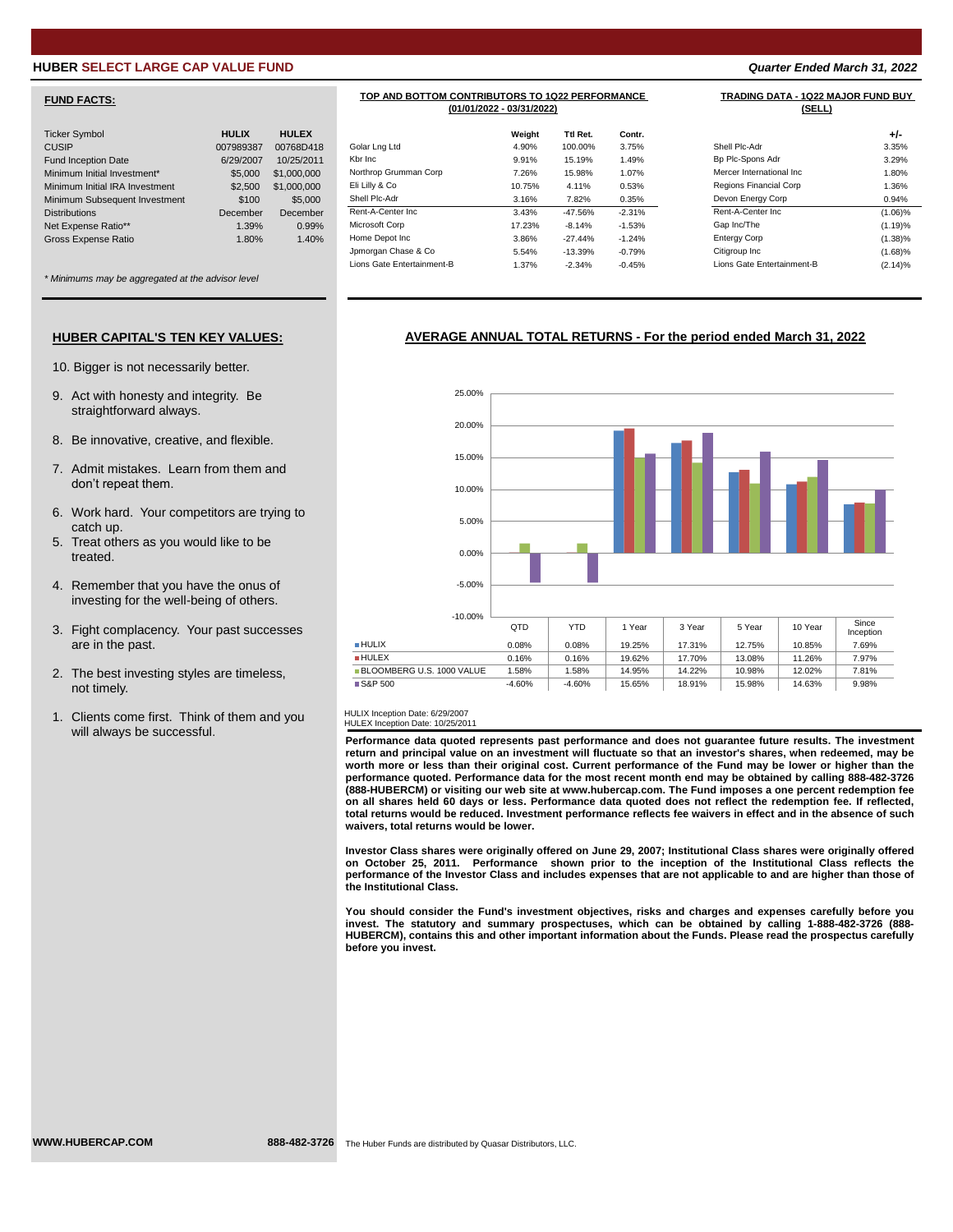## FUND FACTS:

| | HULIX | HULEX |
|---|---|---|
| Ticker Symbol | HULIX | HULEX |
| CUSIP | 007989387 | 00768D418 |
| Fund Inception Date | 6/29/2007 | 10/25/2011 |
| Minimum Initial Investment* | $5,000 | $1,000,000 |
| Minimum Initial IRA Investment | $2,500 | $1,000,000 |
| Minimum Subsequent Investment | $100 | $5,000 |
| Distributions | December | December |
| Net Expense Ratio** | 1.39% | 0.99% |
| Gross Expense Ratio | 1.80% | 1.40% |

*Minimums may be aggregated at the advisor level*

## TOP AND BOTTOM CONTRIBUTORS TO 1Q22 PERFORMANCE (01/01/2022 - 03/31/2022)

| | Weight | Ttl Ret. | Contr. |
|---|---|---|---|
| Golar Lng Ltd | 4.90% | 100.00% | 3.75% |
| Kbr Inc | 9.91% | 15.19% | 1.49% |
| Northrop Grumman Corp | 7.26% | 15.98% | 1.07% |
| Eli Lilly & Co | 10.75% | 4.11% | 0.53% |
| Shell Plc-Adr | 3.16% | 7.82% | 0.35% |
| Rent-A-Center Inc | 3.43% | -47.56% | -2.31% |
| Microsoft Corp | 17.23% | -8.14% | -1.53% |
| Home Depot Inc | 3.86% | -27.44% | -1.24% |
| Jpmorgan Chase & Co | 5.54% | -13.39% | -0.79% |
| Lions Gate Entertainment-B | 1.37% | -2.34% | -0.45% |

## TRADING DATA - 1Q22 MAJOR FUND BUY (SELL)

| | +/- |
|---|---|
| Shell Plc-Adr | 3.35% |
| Bp Plc-Spons Adr | 3.29% |
| Mercer International Inc | 1.80% |
| Regions Financial Corp | 1.36% |
| Devon Energy Corp | 0.94% |
| Rent-A-Center Inc | (1.06)% |
| Gap Inc/The | (1.19)% |
| Entergy Corp | (1.38)% |
| Citigroup Inc | (1.68)% |
| Lions Gate Entertainment-B | (2.14)% |

## HUBER CAPITAL'S TEN KEY VALUES:

10. Bigger is not necessarily better.
9. Act with honesty and integrity. Be straightforward always.
8. Be innovative, creative, and flexible.
7. Admit mistakes. Learn from them and don't repeat them.
6. Work hard. Your competitors are trying to catch up.
5. Treat others as you would like to be treated.
4. Remember that you have the onus of investing for the well-being of others.
3. Fight complacency. Your past successes are in the past.
2. The best investing styles are timeless, not timely.
1. Clients come first. Think of them and you will always be successful.

## AVERAGE ANNUAL TOTAL RETURNS - For the period ended March 31, 2022

25.00%
20.00%
15.00%
10.00%
5.00%
0.00%
-5.00%
-10.00%

| | QTD | YTD | 1 Year | 3 Year | 5 Year | 10 Year | Since Inception |
|---|---|---|---|---|---|---|---|
| HULIX | 0.08% | 0.08% | 19.25% | 17.31% | 12.75% | 10.85% | 7.69% |
| HULEX | 0.16% | 0.16% | 19.62% | 17.70% | 13.08% | 11.26% | 7.97% |
| BLOOMBERG U.S. 1000 VALUE | 1.58% | 1.58% | 14.95% | 14.22% | 10.98% | 12.02% | 7.81% |
| S&P 500 | -4.60% | -4.60% | 15.65% | 18.91% | 15.98% | 14.63% | 9.98% |

HULIX Inception Date: 6/29/2007
HULEX Inception Date: 10/25/2011

**Performance data quoted represents past performance and does not guarantee future results. The investment return and principal value on an investment will fluctuate so that an investor's shares, when redeemed, may be worth more or less than their original cost. Current performance of the Fund may be lower or higher than the performance quoted. Performance data for the most recent month end may be obtained by calling 888-482-3726 (888-HUBERCM) or visiting our web site at www.hubercap.com. The Fund imposes a one percent redemption fee on all shares held 60 days or less. Performance data quoted does not reflect the redemption fee. If reflected, total returns would be reduced. Investment performance reflects fee waivers in effect and in the absence of such waivers, total returns would be lower.**

**Investor Class shares were originally offered on June 29, 2007; Institutional Class shares were originally offered on October 25, 2011. Performance shown prior to the inception of the Institutional Class reflects the performance of the Investor Class and includes expenses that are not applicable to and are higher than those of the Institutional Class.**

**You should consider the Fund's investment objectives, risks and charges and expenses carefully before you invest. The statutory and summary prospectuses, which can be obtained by calling 1-888-482-3726 (888-HUBERCM), contains this and other important information about the Funds. Please read the prospectus carefully before you invest.**

The Huber Funds are distributed by Quasar Distributors, LLC.